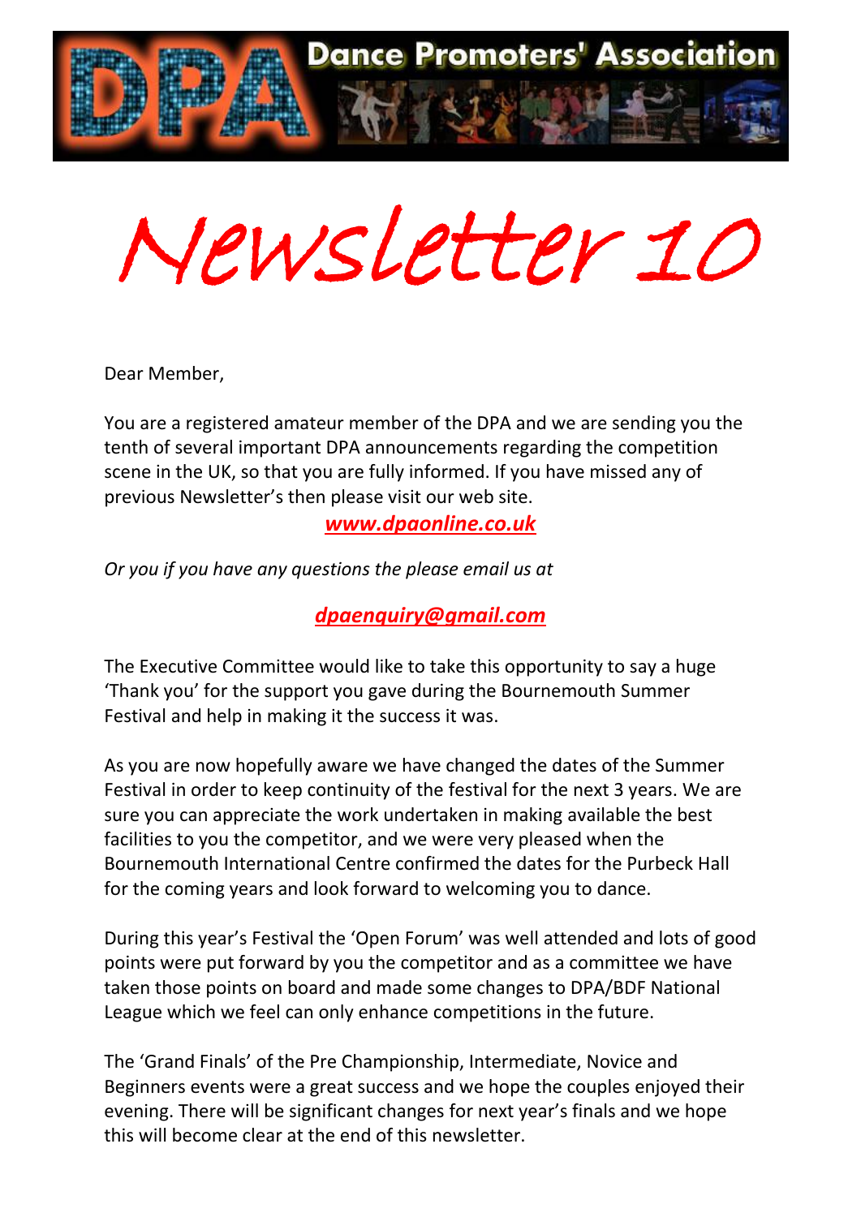# Dance Promoters' Association

# Newsletter 10

Dear Member,

You are a registered amateur member of the DPA and we are sending you the tenth of several important DPA announcements regarding the competition scene in the UK, so that you are fully informed. If you have missed any of previous Newsletter's then please visit our web site.

***www.dpaonline.co.uk***

*Or you if you have any questions the please email us at*

***dpaenquiry@gmail.com***

The Executive Committee would like to take this opportunity to say a huge 'Thank you' for the support you gave during the Bournemouth Summer Festival and help in making it the success it was.

As you are now hopefully aware we have changed the dates of the Summer Festival in order to keep continuity of the festival for the next 3 years. We are sure you can appreciate the work undertaken in making available the best facilities to you the competitor, and we were very pleased when the Bournemouth International Centre confirmed the dates for the Purbeck Hall for the coming years and look forward to welcoming you to dance.

During this year's Festival the 'Open Forum' was well attended and lots of good points were put forward by you the competitor and as a committee we have taken those points on board and made some changes to DPA/BDF National League which we feel can only enhance competitions in the future.

The 'Grand Finals' of the Pre Championship, Intermediate, Novice and Beginners events were a great success and we hope the couples enjoyed their evening. There will be significant changes for next year's finals and we hope this will become clear at the end of this newsletter.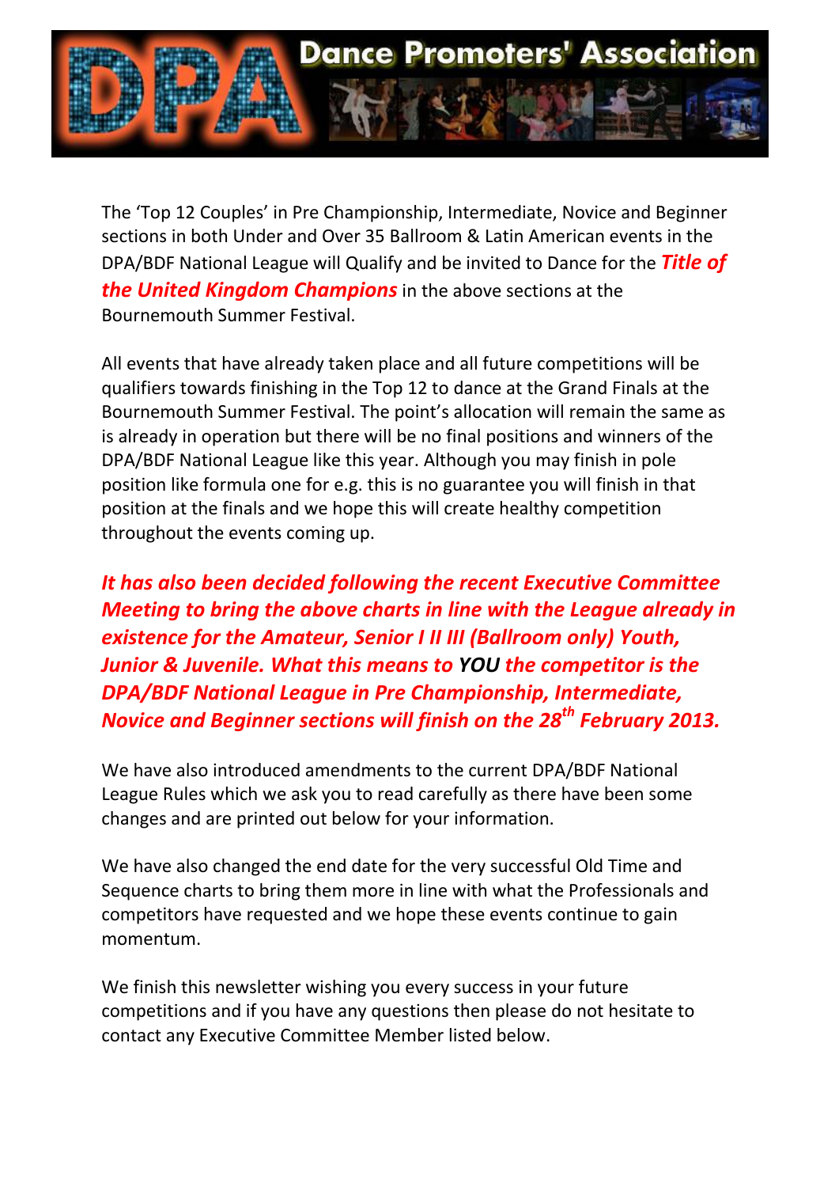# Dance Promoters' Association

The 'Top 12 Couples' in Pre Championship, Intermediate, Novice and Beginner sections in both Under and Over 35 Ballroom & Latin American events in the DPA/BDF National League will Qualify and be invited to Dance for the ***Title of the United Kingdom Champions*** in the above sections at the Bournemouth Summer Festival.

All events that have already taken place and all future competitions will be qualifiers towards finishing in the Top 12 to dance at the Grand Finals at the Bournemouth Summer Festival. The point's allocation will remain the same as is already in operation but there will be no final positions and winners of the DPA/BDF National League like this year. Although you may finish in pole position like formula one for e.g. this is no guarantee you will finish in that position at the finals and we hope this will create healthy competition throughout the events coming up.

***It has also been decided following the recent Executive Committee Meeting to bring the above charts in line with the League already in existence for the Amateur, Senior I II III (Ballroom only) Youth, Junior & Juvenile. What this means to YOU the competitor is the DPA/BDF National League in Pre Championship, Intermediate, Novice and Beginner sections will finish on the 28th February 2013.***

We have also introduced amendments to the current DPA/BDF National League Rules which we ask you to read carefully as there have been some changes and are printed out below for your information.

We have also changed the end date for the very successful Old Time and Sequence charts to bring them more in line with what the Professionals and competitors have requested and we hope these events continue to gain momentum.

We finish this newsletter wishing you every success in your future competitions and if you have any questions then please do not hesitate to contact any Executive Committee Member listed below.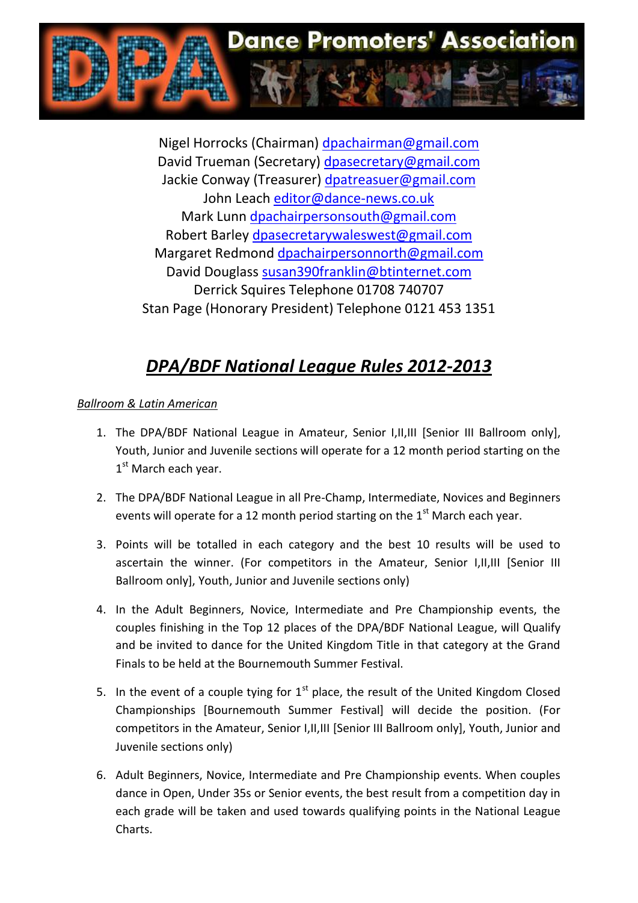Nigel Horrocks (Chairman) dpachairman@gmail.com
David Trueman (Secretary) dpasecretary@gmail.com
Jackie Conway (Treasurer) dpatreasuer@gmail.com
John Leach editor@dance-news.co.uk
Mark Lunn dpachairpersonsouth@gmail.com
Robert Barley dpasecretarywaleswest@gmail.com
Margaret Redmond dpachairpersonnorth@gmail.com
David Douglass susan390franklin@btinternet.com
Derrick Squires Telephone 01708 740707
Stan Page (Honorary President) Telephone 0121 453 1351

# ***DPA/BDF National League Rules 2012-2013***

*Ballroom & Latin American*

1. The DPA/BDF National League in Amateur, Senior I,II,III [Senior III Ballroom only], Youth, Junior and Juvenile sections will operate for a 12 month period starting on the 1st March each year.

2. The DPA/BDF National League in all Pre-Champ, Intermediate, Novices and Beginners events will operate for a 12 month period starting on the 1st March each year.

3. Points will be totalled in each category and the best 10 results will be used to ascertain the winner. (For competitors in the Amateur, Senior I,II,III [Senior III Ballroom only], Youth, Junior and Juvenile sections only)

4. In the Adult Beginners, Novice, Intermediate and Pre Championship events, the couples finishing in the Top 12 places of the DPA/BDF National League, will Qualify and be invited to dance for the United Kingdom Title in that category at the Grand Finals to be held at the Bournemouth Summer Festival.

5. In the event of a couple tying for 1st place, the result of the United Kingdom Closed Championships [Bournemouth Summer Festival] will decide the position. (For competitors in the Amateur, Senior I,II,III [Senior III Ballroom only], Youth, Junior and Juvenile sections only)

6. Adult Beginners, Novice, Intermediate and Pre Championship events. When couples dance in Open, Under 35s or Senior events, the best result from a competition day in each grade will be taken and used towards qualifying points in the National League Charts.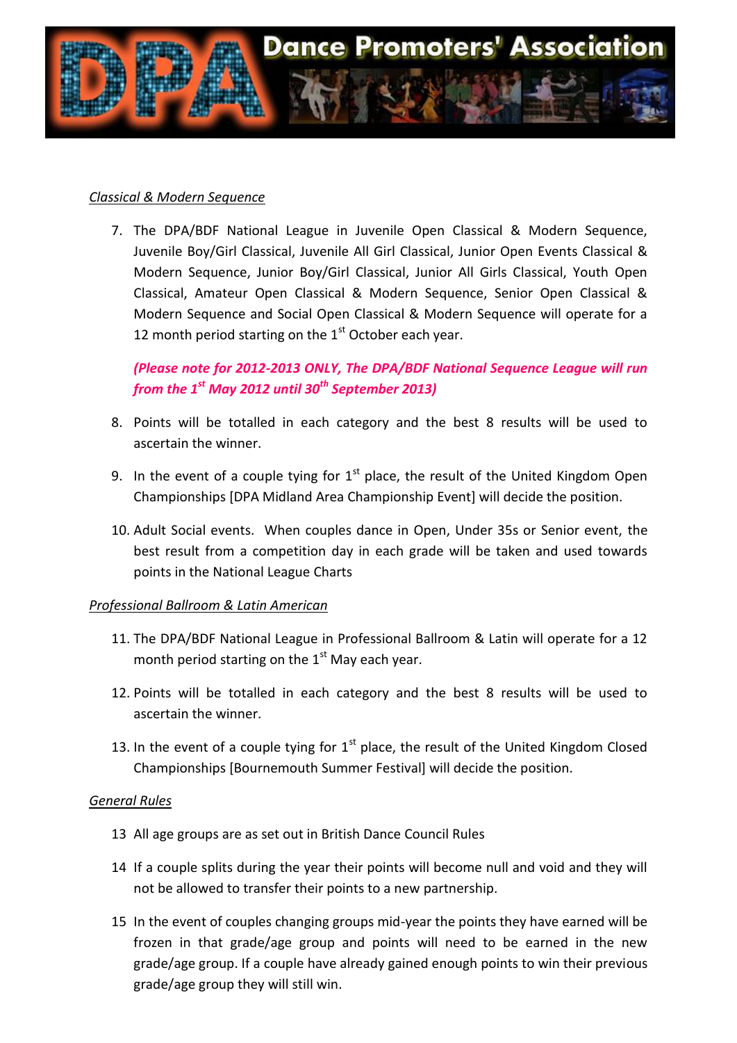*Classical & Modern Sequence*

7. The DPA/BDF National League in Juvenile Open Classical & Modern Sequence, Juvenile Boy/Girl Classical, Juvenile All Girl Classical, Junior Open Events Classical & Modern Sequence, Junior Boy/Girl Classical, Junior All Girls Classical, Youth Open Classical, Amateur Open Classical & Modern Sequence, Senior Open Classical & Modern Sequence and Social Open Classical & Modern Sequence will operate for a 12 month period starting on the 1st October each year.

   ***(Please note for 2012-2013 ONLY, The DPA/BDF National Sequence League will run from the 1st May 2012 until 30th September 2013)***

8. Points will be totalled in each category and the best 8 results will be used to ascertain the winner.

9. In the event of a couple tying for 1st place, the result of the United Kingdom Open Championships [DPA Midland Area Championship Event] will decide the position.

10. Adult Social events. When couples dance in Open, Under 35s or Senior event, the best result from a competition day in each grade will be taken and used towards points in the National League Charts

*Professional Ballroom & Latin American*

11. The DPA/BDF National League in Professional Ballroom & Latin will operate for a 12 month period starting on the 1st May each year.

12. Points will be totalled in each category and the best 8 results will be used to ascertain the winner.

13. In the event of a couple tying for 1st place, the result of the United Kingdom Closed Championships [Bournemouth Summer Festival] will decide the position.

*General Rules*

13 All age groups are as set out in British Dance Council Rules

14 If a couple splits during the year their points will become null and void and they will not be allowed to transfer their points to a new partnership.

15 In the event of couples changing groups mid-year the points they have earned will be frozen in that grade/age group and points will need to be earned in the new grade/age group. If a couple have already gained enough points to win their previous grade/age group they will still win.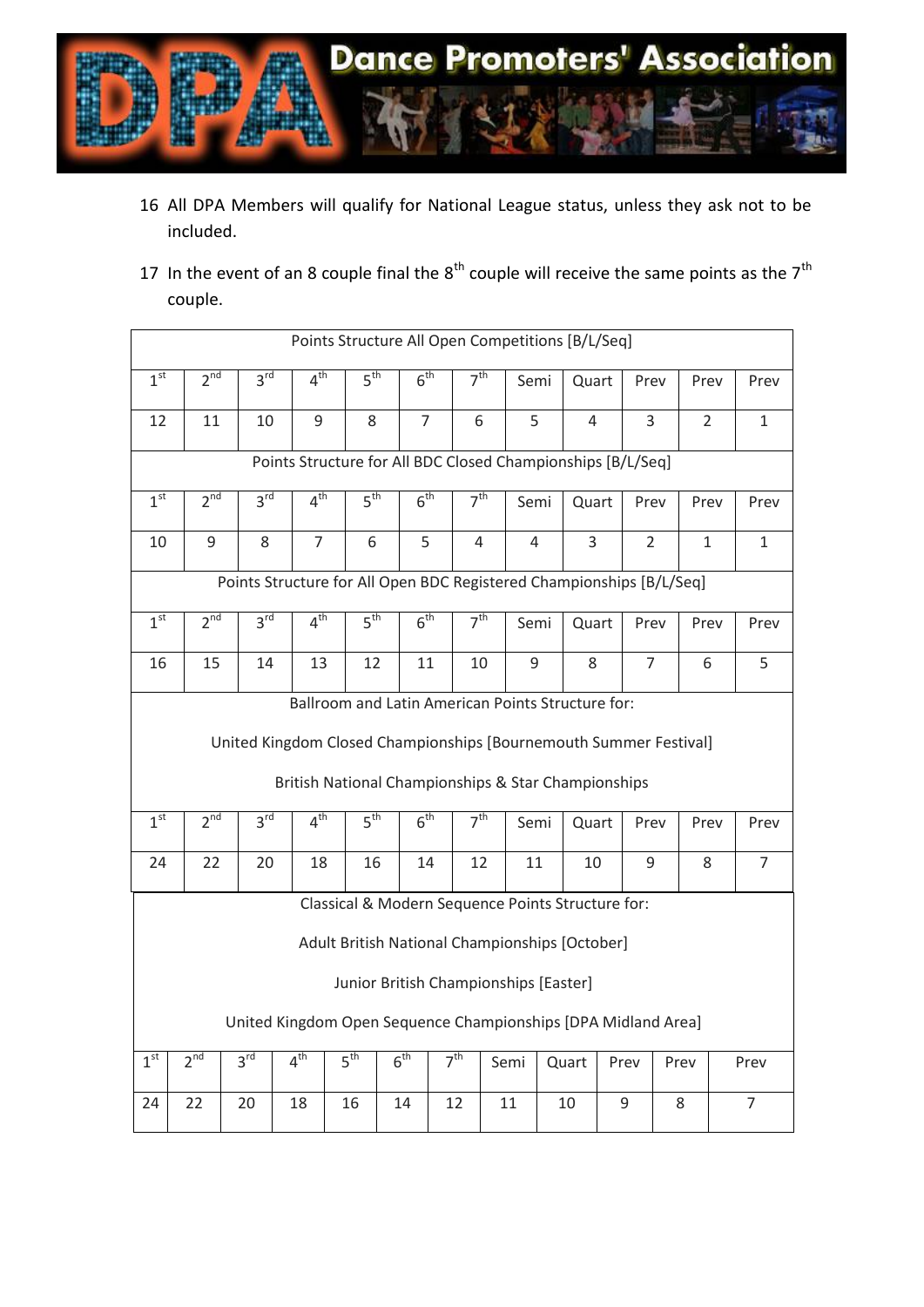16 All DPA Members will qualify for National League status, unless they ask not to be included.

17 In the event of an 8 couple final the 8th couple will receive the same points as the 7th couple.

| Points Structure All Open Competitions [B/L/Seq] | | | | | | | | | | | |
|---|---|---|---|---|---|---|---|---|---|---|---|
| 1st | 2nd | 3rd | 4th | 5th | 6th | 7th | Semi | Quart | Prev | Prev | Prev |
| 12 | 11 | 10 | 9 | 8 | 7 | 6 | 5 | 4 | 3 | 2 | 1 |
| Points Structure for All BDC Closed Championships [B/L/Seq] | | | | | | | | | | | |
| 1st | 2nd | 3rd | 4th | 5th | 6th | 7th | Semi | Quart | Prev | Prev | Prev |
| 10 | 9 | 8 | 7 | 6 | 5 | 4 | 4 | 3 | 2 | 1 | 1 |
| Points Structure for All Open BDC Registered Championships [B/L/Seq] | | | | | | | | | | | |
| 1st | 2nd | 3rd | 4th | 5th | 6th | 7th | Semi | Quart | Prev | Prev | Prev |
| 16 | 15 | 14 | 13 | 12 | 11 | 10 | 9 | 8 | 7 | 6 | 5 |
| Ballroom and Latin American Points Structure for: United Kingdom Closed Championships [Bournemouth Summer Festival] British National Championships & Star Championships | | | | | | | | | | | |
| 1st | 2nd | 3rd | 4th | 5th | 6th | 7th | Semi | Quart | Prev | Prev | Prev |
| 24 | 22 | 20 | 18 | 16 | 14 | 12 | 11 | 10 | 9 | 8 | 7 |
| Classical & Modern Sequence Points Structure for: Adult British National Championships [October] Junior British Championships [Easter] United Kingdom Open Sequence Championships [DPA Midland Area] | | | | | | | | | | | |
| 1st | 2nd | 3rd | 4th | 5th | 6th | 7th | Semi | Quart | Prev | Prev | Prev |
| 24 | 22 | 20 | 18 | 16 | 14 | 12 | 11 | 10 | 9 | 8 | 7 |